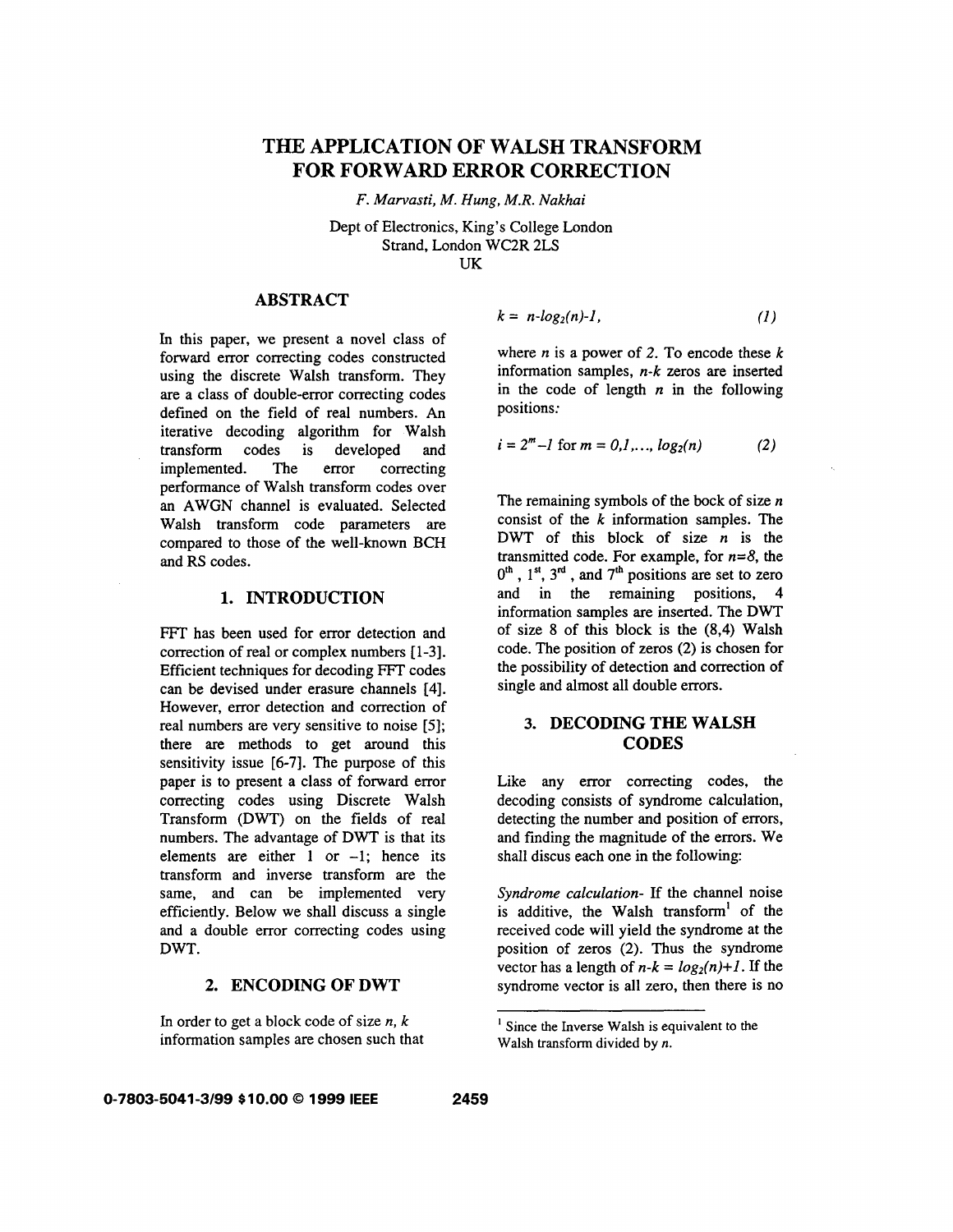# THE APPLICATION OF WALSH TRANSFORM FOR FORWARD ERROR CORRECTION

*F. Marvasti, M. Hung, M.R. Nakhai*

Dept of Electronics, King's College London
Strand, London WC2R 2LS
UK

## ABSTRACT

In this paper, we present a novel class of forward error correcting codes constructed using the discrete Walsh transform. They are a class of double-error correcting codes defined on the field of real numbers. An iterative decoding algorithm for Walsh transform codes is developed and implemented. The error correcting performance of Walsh transform codes over an AWGN channel is evaluated. Selected Walsh transform code parameters are compared to those of the well-known BCH and RS codes.

## 1. INTRODUCTION

FFT has been used for error detection and correction of real or complex numbers [1-3]. Efficient techniques for decoding FFT codes can be devised under erasure channels [4]. However, error detection and correction of real numbers are very sensitive to noise [5]; there are methods to get around this sensitivity issue [6-7]. The purpose of this paper is to present a class of forward error correcting codes using Discrete Walsh Transform (DWT) on the fields of real numbers. The advantage of DWT is that its elements are either 1 or –1; hence its transform and inverse transform are the same, and can be implemented very efficiently. Below we shall discuss a single and a double error correcting codes using DWT.

## 2. ENCODING OF DWT

In order to get a block code of size $n$, $k$ information samples are chosen such that

$$k = n - \log_2(n) - 1, \qquad (1)$$

where $n$ is a power of 2. To encode these $k$ information samples, $n$-$k$ zeros are inserted in the code of length $n$ in the following positions:

$$i = 2^m - 1 \text{ for } m = 0, 1, \ldots, \log_2(n) \qquad (2)$$

The remaining symbols of the bock of size $n$ consist of the $k$ information samples. The DWT of this block of size $n$ is the transmitted code. For example, for $n=8$, the $0^{th}$, $1^{st}$, $3^{rd}$, and $7^{th}$ positions are set to zero and in the remaining positions, 4 information samples are inserted. The DWT of size 8 of this block is the (8,4) Walsh code. The position of zeros (2) is chosen for the possibility of detection and correction of single and almost all double errors.

## 3. DECODING THE WALSH CODES

Like any error correcting codes, the decoding consists of syndrome calculation, detecting the number and position of errors, and finding the magnitude of the errors. We shall discus each one in the following:

*Syndrome calculation-* If the channel noise is additive, the Walsh transform[1] of the received code will yield the syndrome at the position of zeros (2). Thus the syndrome vector has a length of $n$-$k$ = $\log_2(n)$+$1$. If the syndrome vector is all zero, then there is no

[1] Since the Inverse Walsh is equivalent to the Walsh transform divided by $n$.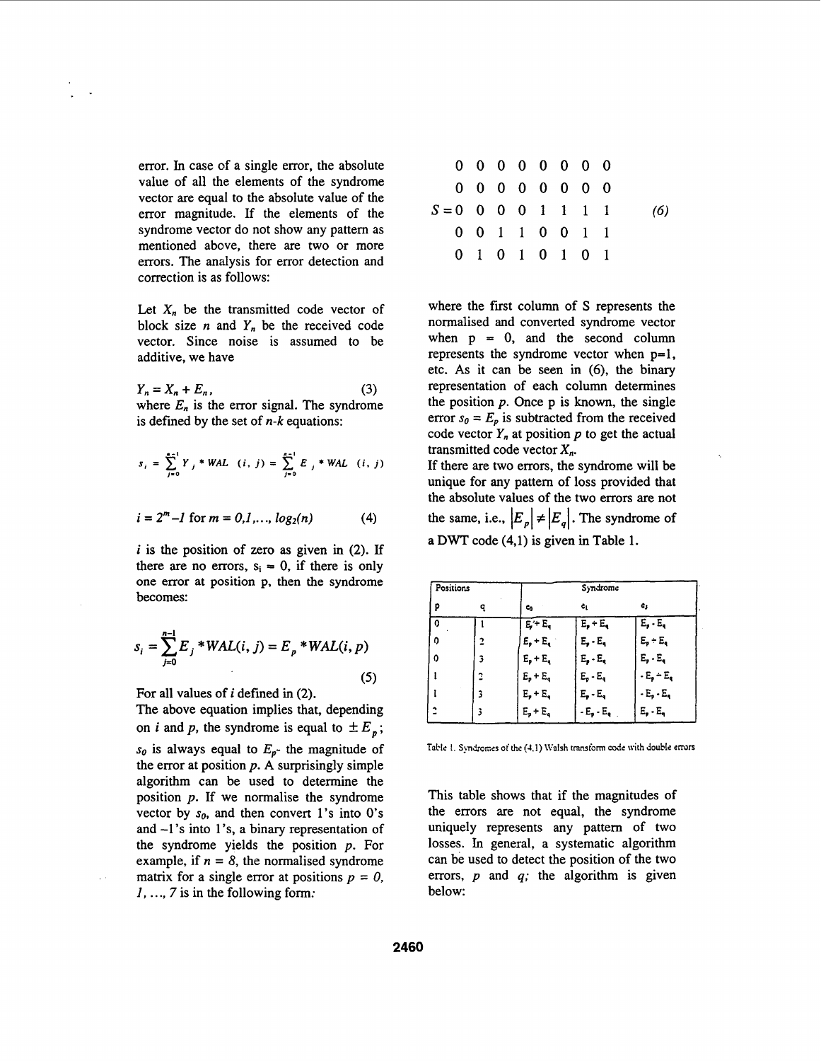error. In case of a single error, the absolute value of all the elements of the syndrome vector are equal to the absolute value of the error magnitude. If the elements of the syndrome vector do not show any pattern as mentioned above, there are two or more errors. The analysis for error detection and correction is as follows:

Let $X_n$ be the transmitted code vector of block size $n$ and $Y_n$ be the received code vector. Since noise is assumed to be additive, we have

$$Y_n = X_n + E_n, \tag{3}$$

where $E_n$ is the error signal. The syndrome is defined by the set of $n$-$k$ equations:

$$s_i = \sum_{j=0}^{n-1} Y_j * WAL\ (i, j) = \sum_{j=0}^{n-1} E_j * WAL\ (i, j)$$

$$i = 2^m - 1 \text{ for } m = 0, 1, \ldots, \log_2(n) \tag{4}$$

$i$ is the position of zero as given in (2). If there are no errors, $s_i = 0$, if there is only one error at position p, then the syndrome becomes:

$$s_i = \sum_{j=0}^{n-1} E_j * WAL(i, j) = E_p * WAL(i, p) \tag{5}$$

For all values of $i$ defined in (2).

The above equation implies that, depending on $i$ and $p$, the syndrome is equal to $\pm E_p$; $s_0$ is always equal to $E_p$- the magnitude of the error at position $p$. A surprisingly simple algorithm can be used to determine the position $p$. If we normalise the syndrome vector by $s_0$, and then convert 1's into 0's and $-1$'s into 1's, a binary representation of the syndrome yields the position $p$. For example, if $n = 8$, the normalised syndrome matrix for a single error at positions $p = 0, 1, \ldots, 7$ is in the following form:

$$S = \begin{matrix} 0 & 0 & 0 & 0 & 0 & 0 & 0 & 0 \\ 0 & 0 & 0 & 0 & 0 & 0 & 0 & 0 \\ 0 & 0 & 0 & 0 & 1 & 1 & 1 & 1 \\ 0 & 0 & 1 & 1 & 0 & 0 & 1 & 1 \\ 0 & 1 & 0 & 1 & 0 & 1 & 0 & 1 \end{matrix} \tag{6}$$

where the first column of S represents the normalised and converted syndrome vector when p = 0, and the second column represents the syndrome vector when p=1, etc. As it can be seen in (6), the binary representation of each column determines the position $p$. Once p is known, the single error $s_0 = E_p$ is subtracted from the received code vector $Y_n$ at position $p$ to get the actual transmitted code vector $X_n$.

If there are two errors, the syndrome will be unique for any pattern of loss provided that the absolute values of the two errors are not the same, i.e., $|E_p| \neq |E_q|$. The syndrome of a DWT code (4,1) is given in Table 1.

| Positions | | Syndrome | | |
|---|---|---|---|---|
| p | q | $e_0$ | $e_1$ | $e_3$ |
| 0 | 1 | $E_p + E_q$ | $E_p + E_q$ | $E_p - E_q$ |
| 0 | 2 | $E_p + E_q$ | $E_p - E_q$ | $E_p + E_q$ |
| 0 | 3 | $E_p + E_q$ | $E_p - E_q$ | $E_p - E_q$ |
| 1 | 2 | $E_p + E_q$ | $E_p - E_q$ | $-E_p + E_q$ |
| 1 | 3 | $E_p + E_q$ | $E_p - E_q$ | $-E_p - E_q$ |
| 2 | 3 | $E_p + E_q$ | $-E_p - E_q$ | $E_p - E_q$ |

Table 1. Syndromes of the (4,1) Walsh transform code with double errors

This table shows that if the magnitudes of the errors are not equal, the syndrome uniquely represents any pattern of two losses. In general, a systematic algorithm can be used to detect the position of the two errors, $p$ and $q$; the algorithm is given below: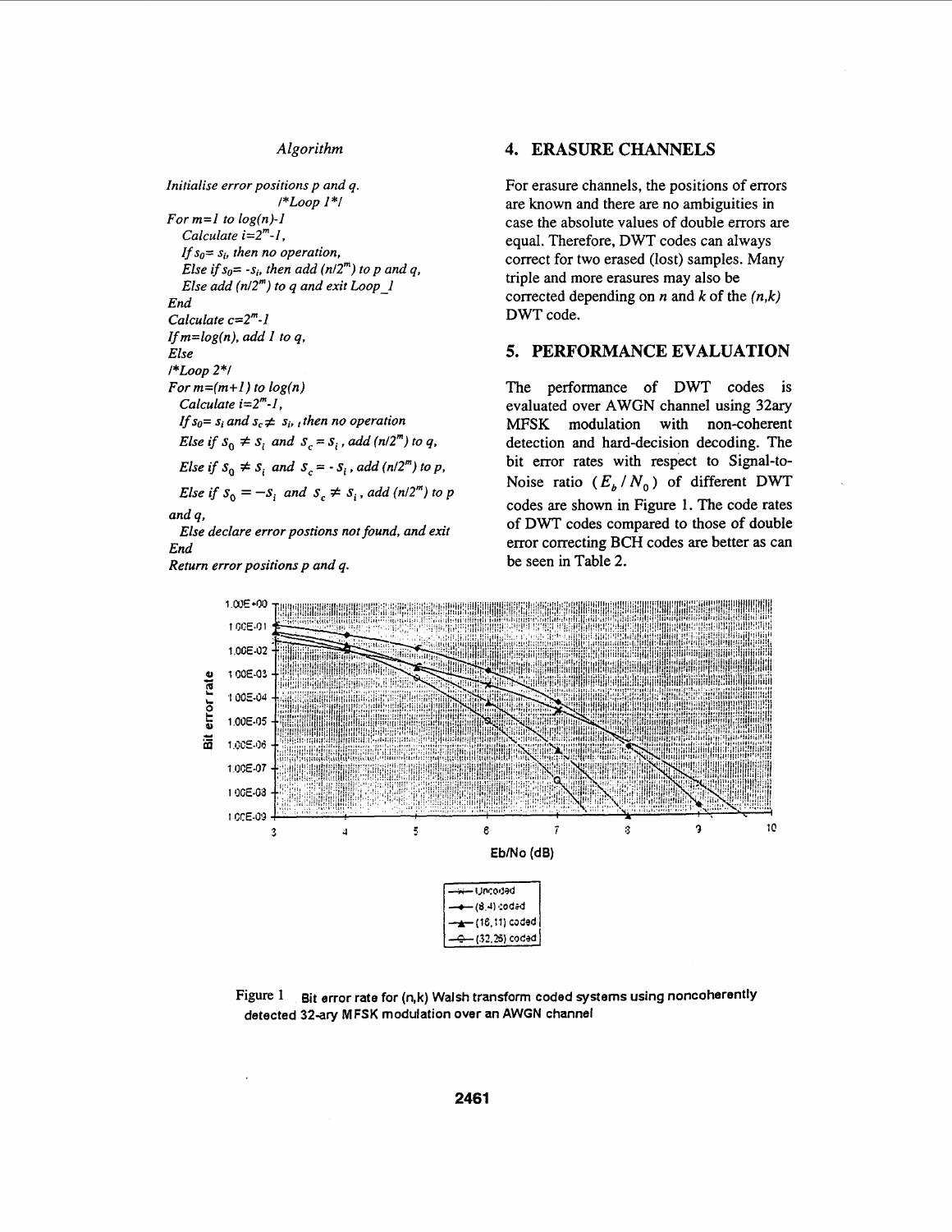*Algorithm*

```
Initialise error positions p and q.
                    /*Loop 1*/
For m=1 to log(n)-1
   Calculate i=2^m-1,
   If s0= si, then no operation,
   Else if s0= -si, then add (n/2^m) to p and q,
   Else add (n/2^m) to q and exit Loop_1
End
Calculate c=2^m-1
If m=log(n), add 1 to q,
Else
/*Loop 2*/
For m=(m+1) to log(n)
   Calculate i=2^m-1,
   If s0= si and sc≠ si, then no operation
   Else if s0 ≠ si and sc = si, add (n/2^m) to q,
   Else if s0 ≠ si and sc = -si, add (n/2^m) to p,
   Else if s0 = -si and sc ≠ si, add (n/2^m) to p
and q,
   Else declare error postions not found, and exit
End
Return error positions p and q.
```

## 4. ERASURE CHANNELS

For erasure channels, the positions of errors are known and there are no ambiguities in case the absolute values of double errors are equal. Therefore, DWT codes can always correct for two erased (lost) samples. Many triple and more erasures may also be corrected depending on *n* and *k* of the *(n,k)* DWT code.

## 5. PERFORMANCE EVALUATION

The performance of DWT codes is evaluated over AWGN channel using 32ary MFSK modulation with non-coherent detection and hard-decision decoding. The bit error rates with respect to Signal-to-Noise ratio ($E_b/N_0$) of different DWT codes are shown in Figure 1. The code rates of DWT codes compared to those of double error correcting BCH codes are better as can be seen in Table 2.

Bit error rate

1.00E+00
1.00E-01
1.00E-02
1.00E-03
1.00E-04
1.00E-05
1.00E-06
1.00E-07
1.00E-08
1.00E-09

3 4 5 6 7 8 9 10

Eb/No (dB)

Uncoded
(8,4) coded
(16,11) coded
(32,26) coded

Figure 1 Bit error rate for (n,k) Walsh transform coded systems using noncoherently detected 32-ary MFSK modulation over an AWGN channel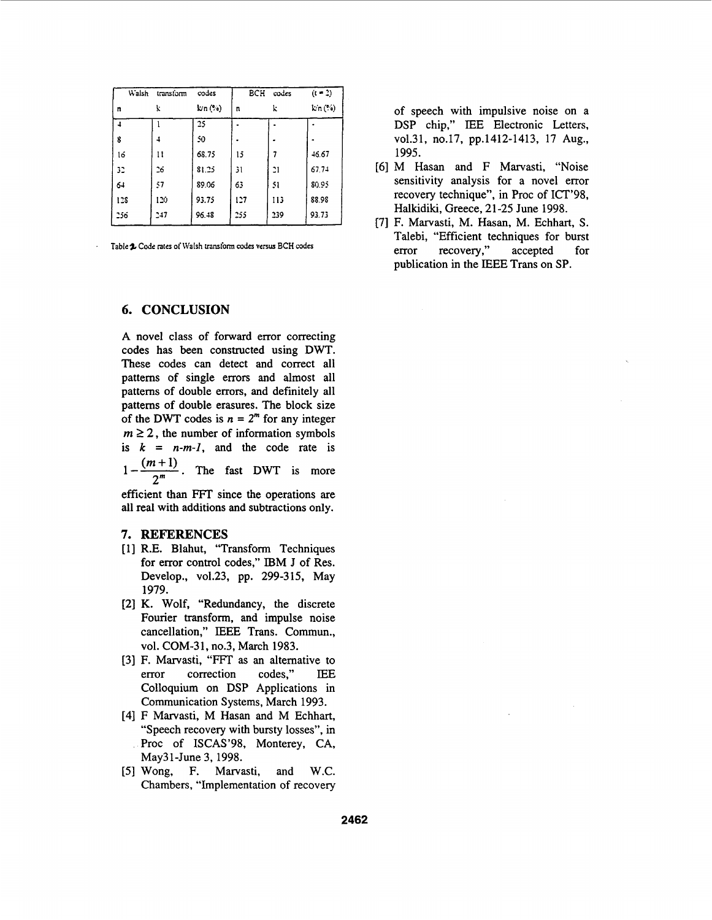| Walsh transform codes | | | BCH codes | | (t = 2) |
|---|---|---|---|---|---|
| n | k | k/n (%) | n | k | k/n (%) |
| 4 | 1 | 25 | - | - | - |
| 8 | 4 | 50 | - | - | - |
| 16 | 11 | 68.75 | 15 | 7 | 46.67 |
| 32 | 26 | 81.25 | 31 | 21 | 67.74 |
| 64 | 57 | 89.06 | 63 | 51 | 80.95 |
| 128 | 120 | 93.75 | 127 | 113 | 88.98 |
| 256 | 247 | 96.48 | 255 | 239 | 93.73 |

Table 2. Code rates of Walsh transform codes versus BCH codes

## 6. CONCLUSION

A novel class of forward error correcting codes has been constructed using DWT. These codes can detect and correct all patterns of single errors and almost all patterns of double errors, and definitely all patterns of double erasures. The block size of the DWT codes is $n = 2^m$ for any integer $m \geq 2$, the number of information symbols is $k = n\text{-}m\text{-}1$, and the code rate is $1 - \frac{(m+1)}{2^m}$. The fast DWT is more efficient than FFT since the operations are all real with additions and subtractions only.

## 7. REFERENCES

[1] R.E. Blahut, "Transform Techniques for error control codes," IBM J of Res. Develop., vol.23, pp. 299-315, May 1979.

[2] K. Wolf, "Redundancy, the discrete Fourier transform, and impulse noise cancellation," IEEE Trans. Commun., vol. COM-31, no.3, March 1983.

[3] F. Marvasti, "FFT as an alternative to error correction codes," IEE Colloquium on DSP Applications in Communication Systems, March 1993.

[4] F Marvasti, M Hasan and M Echhart, "Speech recovery with bursty losses", in Proc of ISCAS'98, Monterey, CA, May31-June 3, 1998.

[5] Wong, F. Marvasti, and W.C. Chambers, "Implementation of recovery of speech with impulsive noise on a DSP chip," IEE Electronic Letters, vol.31, no.17, pp.1412-1413, 17 Aug., 1995.

[6] M Hasan and F Marvasti, "Noise sensitivity analysis for a novel error recovery technique", in Proc of ICT'98, Halkidiki, Greece, 21-25 June 1998.

[7] F. Marvasti, M. Hasan, M. Echhart, S. Talebi, "Efficient techniques for burst error recovery," accepted for publication in the IEEE Trans on SP.